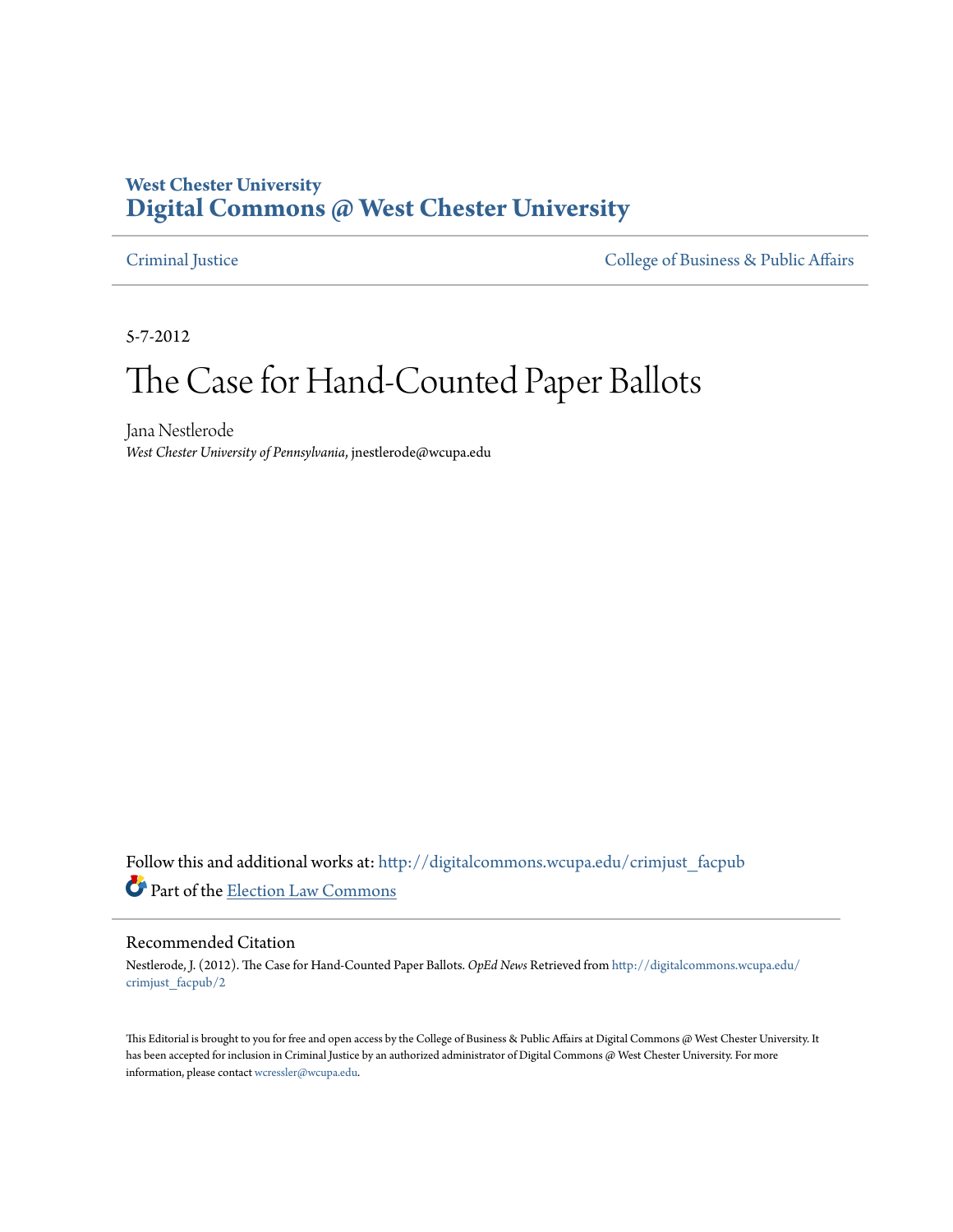**West Chester University**
**Digital Commons @ West Chester University**

Criminal Justice — College of Business & Public Affairs

5-7-2012

# The Case for Hand-Counted Paper Ballots

Jana Nestlerode
*West Chester University of Pennsylvania*, jnestlerode@wcupa.edu

Follow this and additional works at: http://digitalcommons.wcupa.edu/crimjust_facpub

Part of the Election Law Commons

## Recommended Citation

Nestlerode, J. (2012). The Case for Hand-Counted Paper Ballots. *OpEd News* Retrieved from http://digitalcommons.wcupa.edu/crimjust_facpub/2

This Editorial is brought to you for free and open access by the College of Business & Public Affairs at Digital Commons @ West Chester University. It has been accepted for inclusion in Criminal Justice by an authorized administrator of Digital Commons @ West Chester University. For more information, please contact wcressler@wcupa.edu.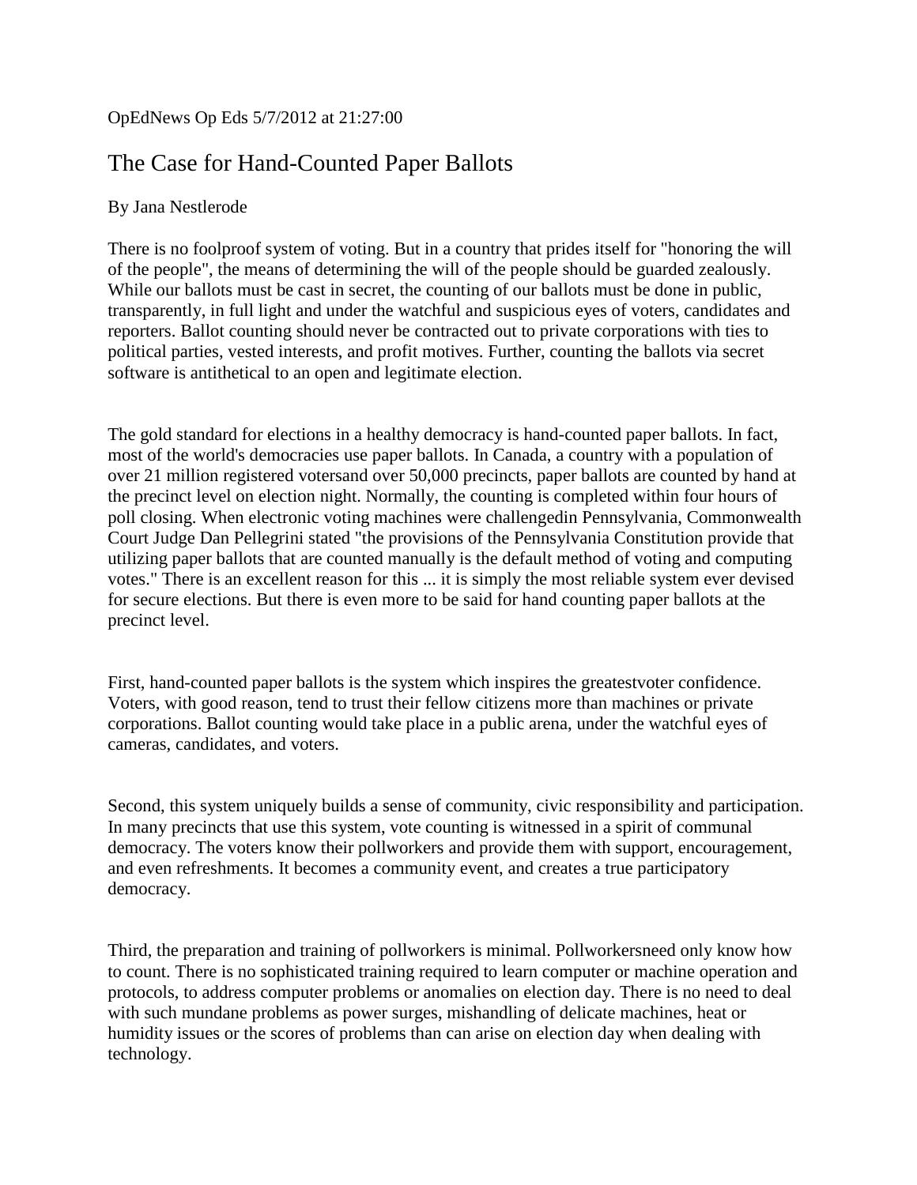OpEdNews Op Eds 5/7/2012 at 21:27:00

# The Case for Hand-Counted Paper Ballots

By Jana Nestlerode

There is no foolproof system of voting. But in a country that prides itself for "honoring the will of the people", the means of determining the will of the people should be guarded zealously. While our ballots must be cast in secret, the counting of our ballots must be done in public, transparently, in full light and under the watchful and suspicious eyes of voters, candidates and reporters. Ballot counting should never be contracted out to private corporations with ties to political parties, vested interests, and profit motives. Further, counting the ballots via secret software is antithetical to an open and legitimate election.

The gold standard for elections in a healthy democracy is hand-counted paper ballots. In fact, most of the world's democracies use paper ballots. In Canada, a country with a population of over 21 million registered votersand over 50,000 precincts, paper ballots are counted by hand at the precinct level on election night. Normally, the counting is completed within four hours of poll closing. When electronic voting machines were challengedin Pennsylvania, Commonwealth Court Judge Dan Pellegrini stated "the provisions of the Pennsylvania Constitution provide that utilizing paper ballots that are counted manually is the default method of voting and computing votes." There is an excellent reason for this ... it is simply the most reliable system ever devised for secure elections. But there is even more to be said for hand counting paper ballots at the precinct level.

First, hand-counted paper ballots is the system which inspires the greatestvoter confidence. Voters, with good reason, tend to trust their fellow citizens more than machines or private corporations. Ballot counting would take place in a public arena, under the watchful eyes of cameras, candidates, and voters.

Second, this system uniquely builds a sense of community, civic responsibility and participation. In many precincts that use this system, vote counting is witnessed in a spirit of communal democracy. The voters know their pollworkers and provide them with support, encouragement, and even refreshments. It becomes a community event, and creates a true participatory democracy.

Third, the preparation and training of pollworkers is minimal. Pollworkersneed only know how to count. There is no sophisticated training required to learn computer or machine operation and protocols, to address computer problems or anomalies on election day. There is no need to deal with such mundane problems as power surges, mishandling of delicate machines, heat or humidity issues or the scores of problems than can arise on election day when dealing with technology.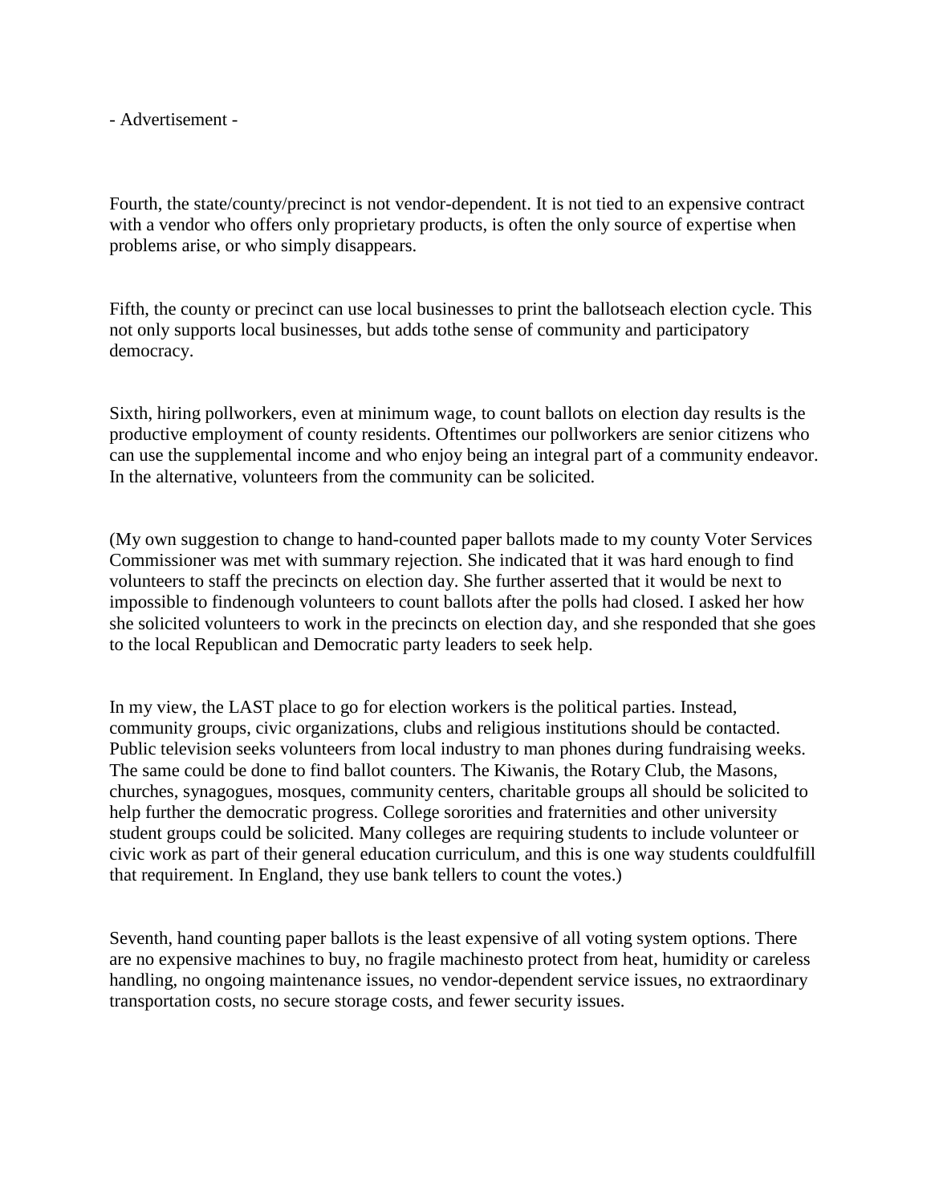- Advertisement -

Fourth, the state/county/precinct is not vendor-dependent. It is not tied to an expensive contract with a vendor who offers only proprietary products, is often the only source of expertise when problems arise, or who simply disappears.

Fifth, the county or precinct can use local businesses to print the ballotseach election cycle. This not only supports local businesses, but adds tothe sense of community and participatory democracy.

Sixth, hiring pollworkers, even at minimum wage, to count ballots on election day results is the productive employment of county residents. Oftentimes our pollworkers are senior citizens who can use the supplemental income and who enjoy being an integral part of a community endeavor. In the alternative, volunteers from the community can be solicited.

(My own suggestion to change to hand-counted paper ballots made to my county Voter Services Commissioner was met with summary rejection. She indicated that it was hard enough to find volunteers to staff the precincts on election day. She further asserted that it would be next to impossible to findenough volunteers to count ballots after the polls had closed. I asked her how she solicited volunteers to work in the precincts on election day, and she responded that she goes to the local Republican and Democratic party leaders to seek help.

In my view, the LAST place to go for election workers is the political parties. Instead, community groups, civic organizations, clubs and religious institutions should be contacted. Public television seeks volunteers from local industry to man phones during fundraising weeks. The same could be done to find ballot counters. The Kiwanis, the Rotary Club, the Masons, churches, synagogues, mosques, community centers, charitable groups all should be solicited to help further the democratic progress. College sororities and fraternities and other university student groups could be solicited. Many colleges are requiring students to include volunteer or civic work as part of their general education curriculum, and this is one way students couldfulfill that requirement. In England, they use bank tellers to count the votes.)

Seventh, hand counting paper ballots is the least expensive of all voting system options. There are no expensive machines to buy, no fragile machinesto protect from heat, humidity or careless handling, no ongoing maintenance issues, no vendor-dependent service issues, no extraordinary transportation costs, no secure storage costs, and fewer security issues.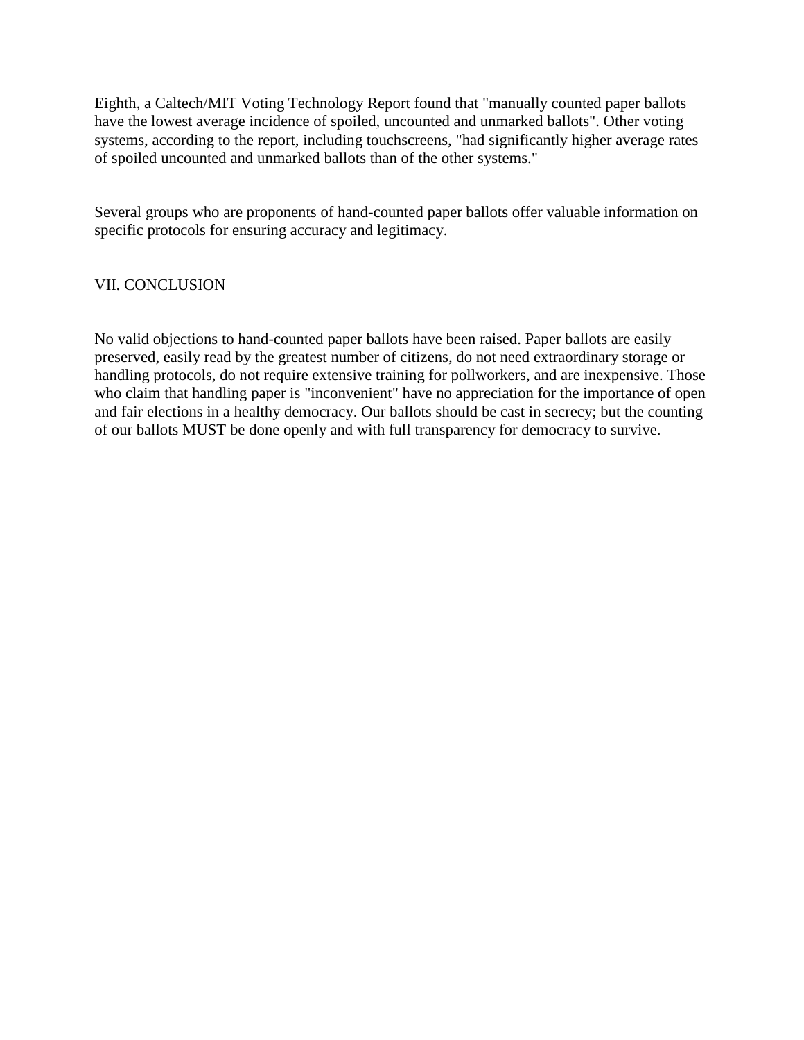Eighth, a Caltech/MIT Voting Technology Report found that "manually counted paper ballots have the lowest average incidence of spoiled, uncounted and unmarked ballots". Other voting systems, according to the report, including touchscreens, "had significantly higher average rates of spoiled uncounted and unmarked ballots than of the other systems."

Several groups who are proponents of hand-counted paper ballots offer valuable information on specific protocols for ensuring accuracy and legitimacy.

## VII. CONCLUSION

No valid objections to hand-counted paper ballots have been raised. Paper ballots are easily preserved, easily read by the greatest number of citizens, do not need extraordinary storage or handling protocols, do not require extensive training for pollworkers, and are inexpensive. Those who claim that handling paper is "inconvenient" have no appreciation for the importance of open and fair elections in a healthy democracy. Our ballots should be cast in secrecy; but the counting of our ballots MUST be done openly and with full transparency for democracy to survive.